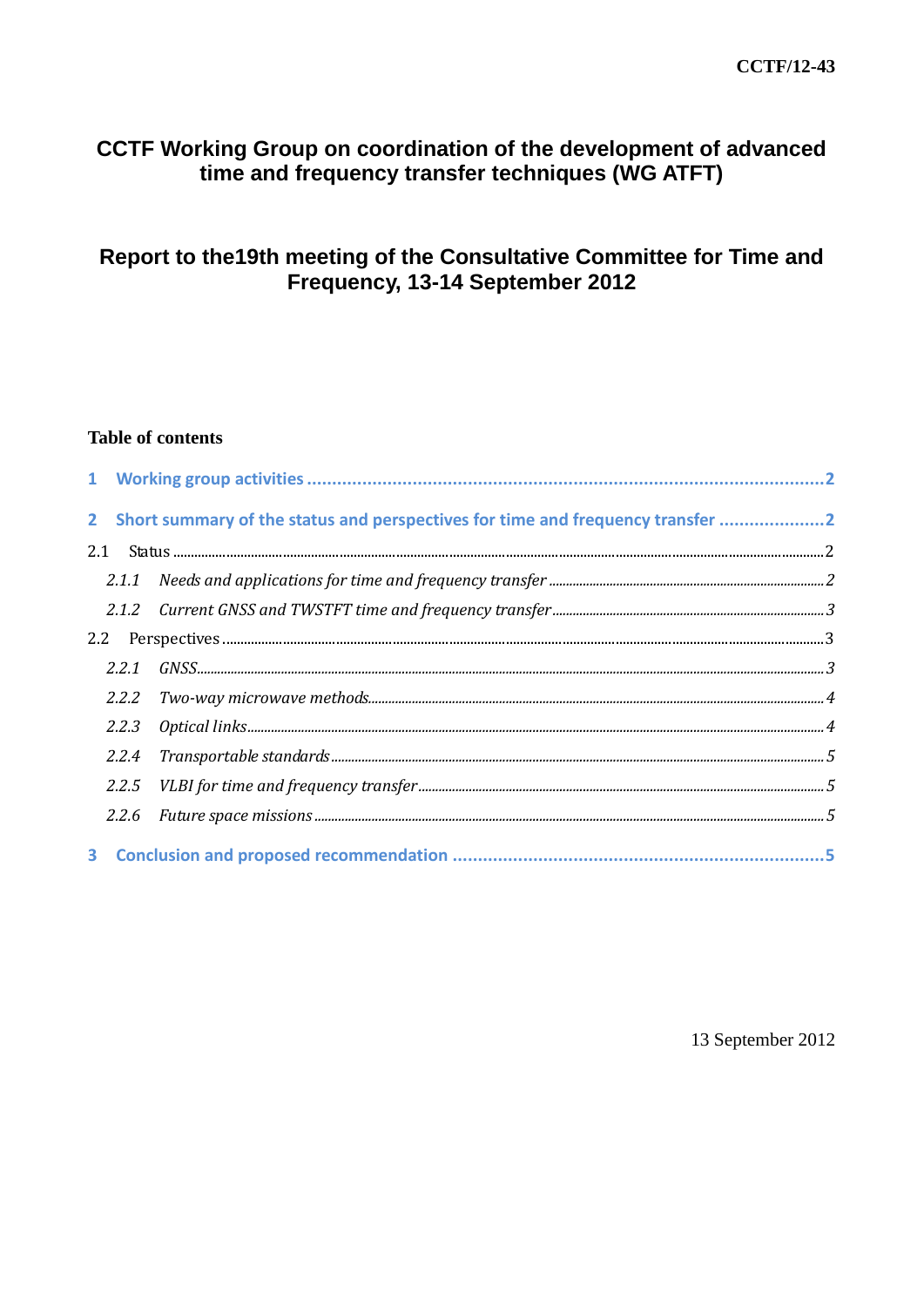CCTF/12-43

# CCTF Working Group on coordination of the development of advanced time and frequency transfer techniques (WG ATFT)

# Report to the19th meeting of the Consultative Committee for Time and Frequency, 13-14 September 2012

**Table of contents**

1 Working group activities ........................................................................................................2

2 Short summary of the status and perspectives for time and frequency transfer .....................2

2.1 Status ........................................................................................................................................2

2.1.1 *Needs and applications for time and frequency transfer* ......................................................2

2.1.2 *Current GNSS and TWSTFT time and frequency transfer* ....................................................3

2.2 Perspectives ..............................................................................................................................3

2.2.1 *GNSS*......................................................................................................................................3

2.2.2 *Two-way microwave methods*.................................................................................................4

2.2.3 *Optical links*...........................................................................................................................4

2.2.4 *Transportable standards*.........................................................................................................5

2.2.5 *VLBI for time and frequency transfer*....................................................................................5

2.2.6 *Future space missions*............................................................................................................5

3 Conclusion and proposed recommendation ..............................................................................5

13 September 2012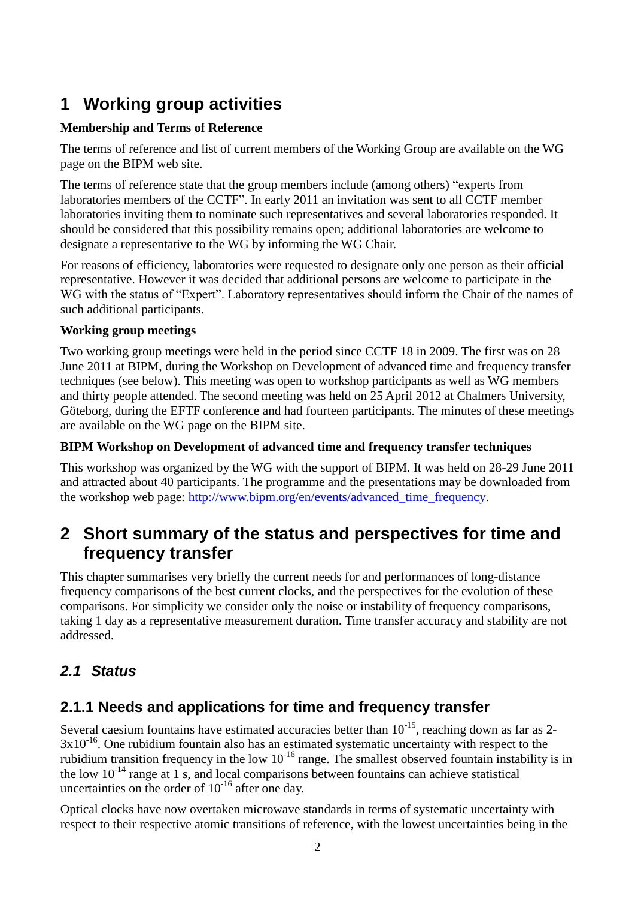# 1 Working group activities

**Membership and Terms of Reference**

The terms of reference and list of current members of the Working Group are available on the WG page on the BIPM web site.

The terms of reference state that the group members include (among others) "experts from laboratories members of the CCTF". In early 2011 an invitation was sent to all CCTF member laboratories inviting them to nominate such representatives and several laboratories responded. It should be considered that this possibility remains open; additional laboratories are welcome to designate a representative to the WG by informing the WG Chair.

For reasons of efficiency, laboratories were requested to designate only one person as their official representative. However it was decided that additional persons are welcome to participate in the WG with the status of "Expert". Laboratory representatives should inform the Chair of the names of such additional participants.

**Working group meetings**

Two working group meetings were held in the period since CCTF 18 in 2009. The first was on 28 June 2011 at BIPM, during the Workshop on Development of advanced time and frequency transfer techniques (see below). This meeting was open to workshop participants as well as WG members and thirty people attended. The second meeting was held on 25 April 2012 at Chalmers University, Göteborg, during the EFTF conference and had fourteen participants. The minutes of these meetings are available on the WG page on the BIPM site.

**BIPM Workshop on Development of advanced time and frequency transfer techniques**

This workshop was organized by the WG with the support of BIPM. It was held on 28-29 June 2011 and attracted about 40 participants. The programme and the presentations may be downloaded from the workshop web page: http://www.bipm.org/en/events/advanced_time_frequency.

# 2 Short summary of the status and perspectives for time and frequency transfer

This chapter summarises very briefly the current needs for and performances of long-distance frequency comparisons of the best current clocks, and the perspectives for the evolution of these comparisons. For simplicity we consider only the noise or instability of frequency comparisons, taking 1 day as a representative measurement duration. Time transfer accuracy and stability are not addressed.

## *2.1 Status*

### 2.1.1 Needs and applications for time and frequency transfer

Several caesium fountains have estimated accuracies better than $10^{-15}$, reaching down as far as 2-$3\text{x}10^{-16}$. One rubidium fountain also has an estimated systematic uncertainty with respect to the rubidium transition frequency in the low $10^{-16}$ range. The smallest observed fountain instability is in the low $10^{-14}$ range at 1 s, and local comparisons between fountains can achieve statistical uncertainties on the order of $10^{-16}$ after one day.

Optical clocks have now overtaken microwave standards in terms of systematic uncertainty with respect to their respective atomic transitions of reference, with the lowest uncertainties being in the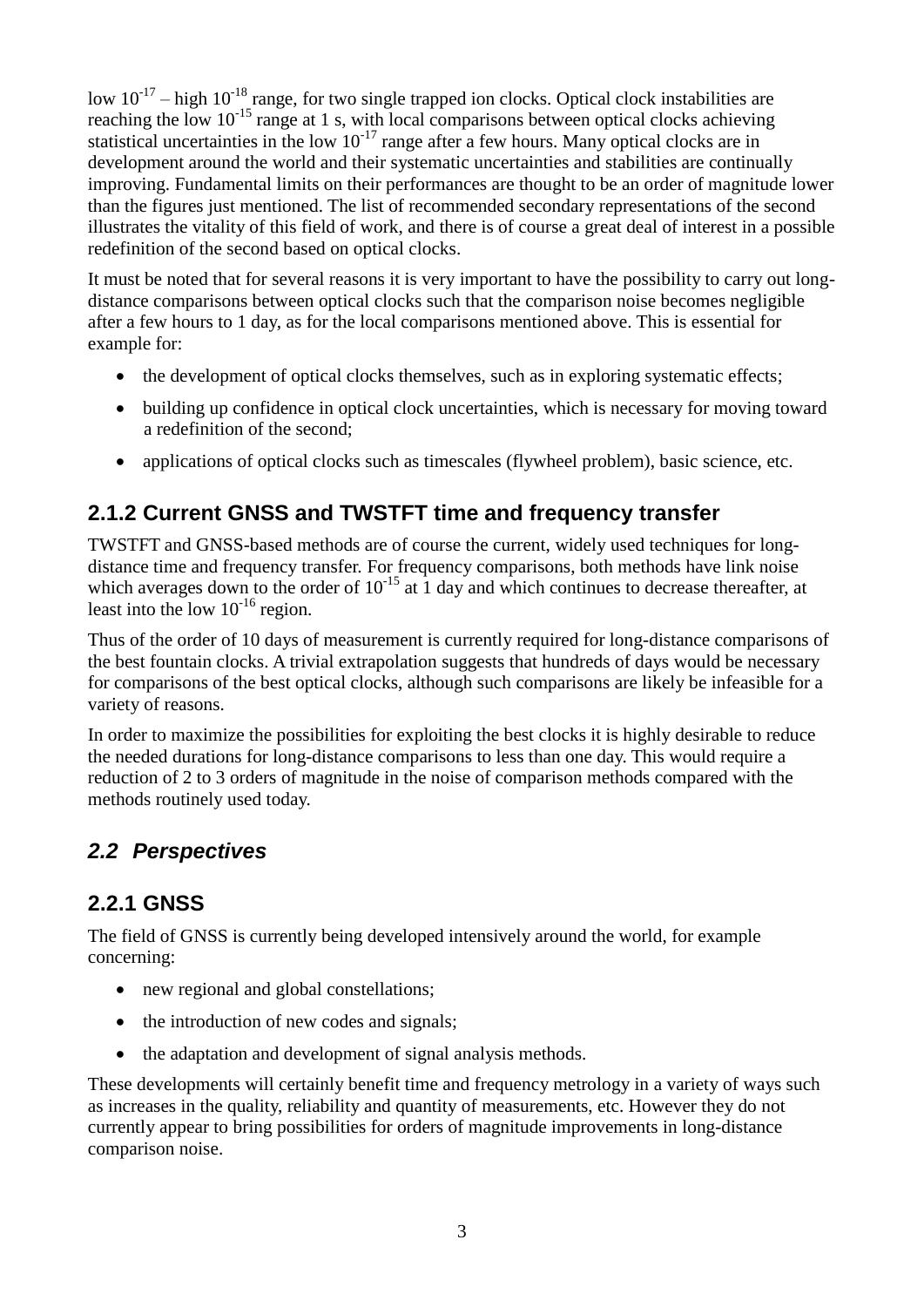low $10^{-17}$ – high $10^{-18}$ range, for two single trapped ion clocks. Optical clock instabilities are reaching the low $10^{-15}$ range at 1 s, with local comparisons between optical clocks achieving statistical uncertainties in the low $10^{-17}$ range after a few hours. Many optical clocks are in development around the world and their systematic uncertainties and stabilities are continually improving. Fundamental limits on their performances are thought to be an order of magnitude lower than the figures just mentioned. The list of recommended secondary representations of the second illustrates the vitality of this field of work, and there is of course a great deal of interest in a possible redefinition of the second based on optical clocks.

It must be noted that for several reasons it is very important to have the possibility to carry out long-distance comparisons between optical clocks such that the comparison noise becomes negligible after a few hours to 1 day, as for the local comparisons mentioned above. This is essential for example for:

- the development of optical clocks themselves, such as in exploring systematic effects;
- building up confidence in optical clock uncertainties, which is necessary for moving toward a redefinition of the second;
- applications of optical clocks such as timescales (flywheel problem), basic science, etc.

### 2.1.2 Current GNSS and TWSTFT time and frequency transfer

TWSTFT and GNSS-based methods are of course the current, widely used techniques for long-distance time and frequency transfer. For frequency comparisons, both methods have link noise which averages down to the order of $10^{-15}$ at 1 day and which continues to decrease thereafter, at least into the low $10^{-16}$ region.

Thus of the order of 10 days of measurement is currently required for long-distance comparisons of the best fountain clocks. A trivial extrapolation suggests that hundreds of days would be necessary for comparisons of the best optical clocks, although such comparisons are likely be infeasible for a variety of reasons.

In order to maximize the possibilities for exploiting the best clocks it is highly desirable to reduce the needed durations for long-distance comparisons to less than one day. This would require a reduction of 2 to 3 orders of magnitude in the noise of comparison methods compared with the methods routinely used today.

## *2.2 Perspectives*

### 2.2.1 GNSS

The field of GNSS is currently being developed intensively around the world, for example concerning:

- new regional and global constellations;
- the introduction of new codes and signals;
- the adaptation and development of signal analysis methods.

These developments will certainly benefit time and frequency metrology in a variety of ways such as increases in the quality, reliability and quantity of measurements, etc. However they do not currently appear to bring possibilities for orders of magnitude improvements in long-distance comparison noise.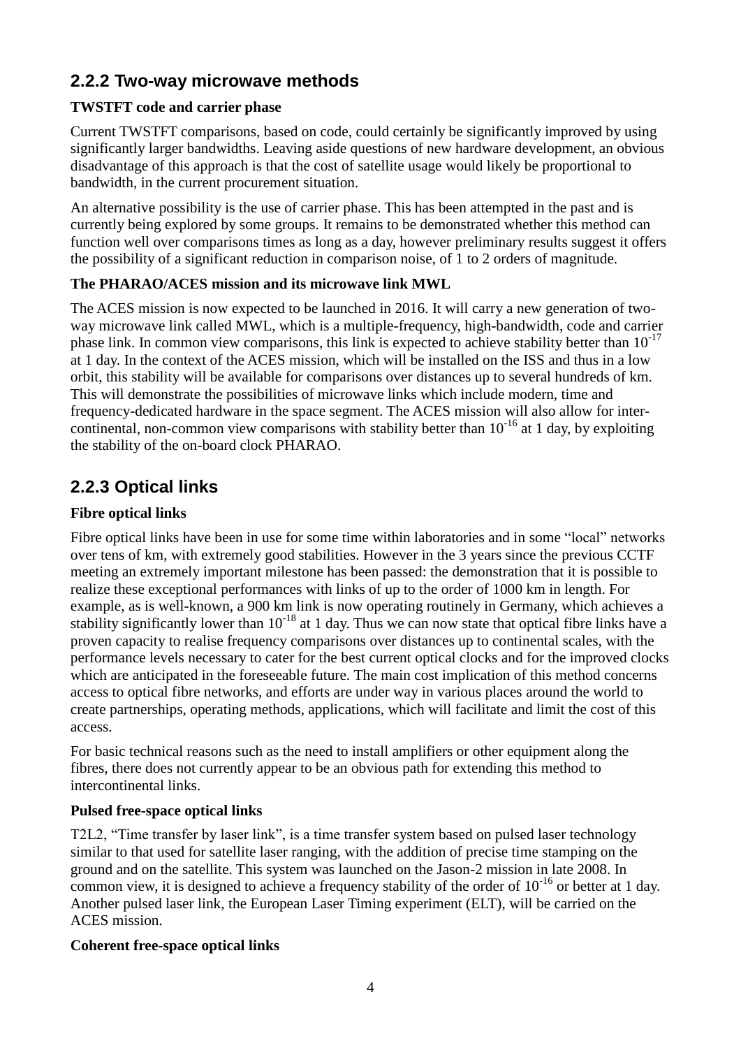## 2.2.2 Two-way microwave methods

**TWSTFT code and carrier phase**

Current TWSTFT comparisons, based on code, could certainly be significantly improved by using significantly larger bandwidths. Leaving aside questions of new hardware development, an obvious disadvantage of this approach is that the cost of satellite usage would likely be proportional to bandwidth, in the current procurement situation.

An alternative possibility is the use of carrier phase. This has been attempted in the past and is currently being explored by some groups. It remains to be demonstrated whether this method can function well over comparisons times as long as a day, however preliminary results suggest it offers the possibility of a significant reduction in comparison noise, of 1 to 2 orders of magnitude.

**The PHARAO/ACES mission and its microwave link MWL**

The ACES mission is now expected to be launched in 2016. It will carry a new generation of two-way microwave link called MWL, which is a multiple-frequency, high-bandwidth, code and carrier phase link. In common view comparisons, this link is expected to achieve stability better than $10^{-17}$ at 1 day. In the context of the ACES mission, which will be installed on the ISS and thus in a low orbit, this stability will be available for comparisons over distances up to several hundreds of km. This will demonstrate the possibilities of microwave links which include modern, time and frequency-dedicated hardware in the space segment. The ACES mission will also allow for inter-continental, non-common view comparisons with stability better than $10^{-16}$ at 1 day, by exploiting the stability of the on-board clock PHARAO.

## 2.2.3 Optical links

**Fibre optical links**

Fibre optical links have been in use for some time within laboratories and in some "local" networks over tens of km, with extremely good stabilities. However in the 3 years since the previous CCTF meeting an extremely important milestone has been passed: the demonstration that it is possible to realize these exceptional performances with links of up to the order of 1000 km in length. For example, as is well-known, a 900 km link is now operating routinely in Germany, which achieves a stability significantly lower than $10^{-18}$ at 1 day. Thus we can now state that optical fibre links have a proven capacity to realise frequency comparisons over distances up to continental scales, with the performance levels necessary to cater for the best current optical clocks and for the improved clocks which are anticipated in the foreseeable future. The main cost implication of this method concerns access to optical fibre networks, and efforts are under way in various places around the world to create partnerships, operating methods, applications, which will facilitate and limit the cost of this access.

For basic technical reasons such as the need to install amplifiers or other equipment along the fibres, there does not currently appear to be an obvious path for extending this method to intercontinental links.

**Pulsed free-space optical links**

T2L2, "Time transfer by laser link", is a time transfer system based on pulsed laser technology similar to that used for satellite laser ranging, with the addition of precise time stamping on the ground and on the satellite. This system was launched on the Jason-2 mission in late 2008. In common view, it is designed to achieve a frequency stability of the order of $10^{-16}$ or better at 1 day. Another pulsed laser link, the European Laser Timing experiment (ELT), will be carried on the ACES mission.

**Coherent free-space optical links**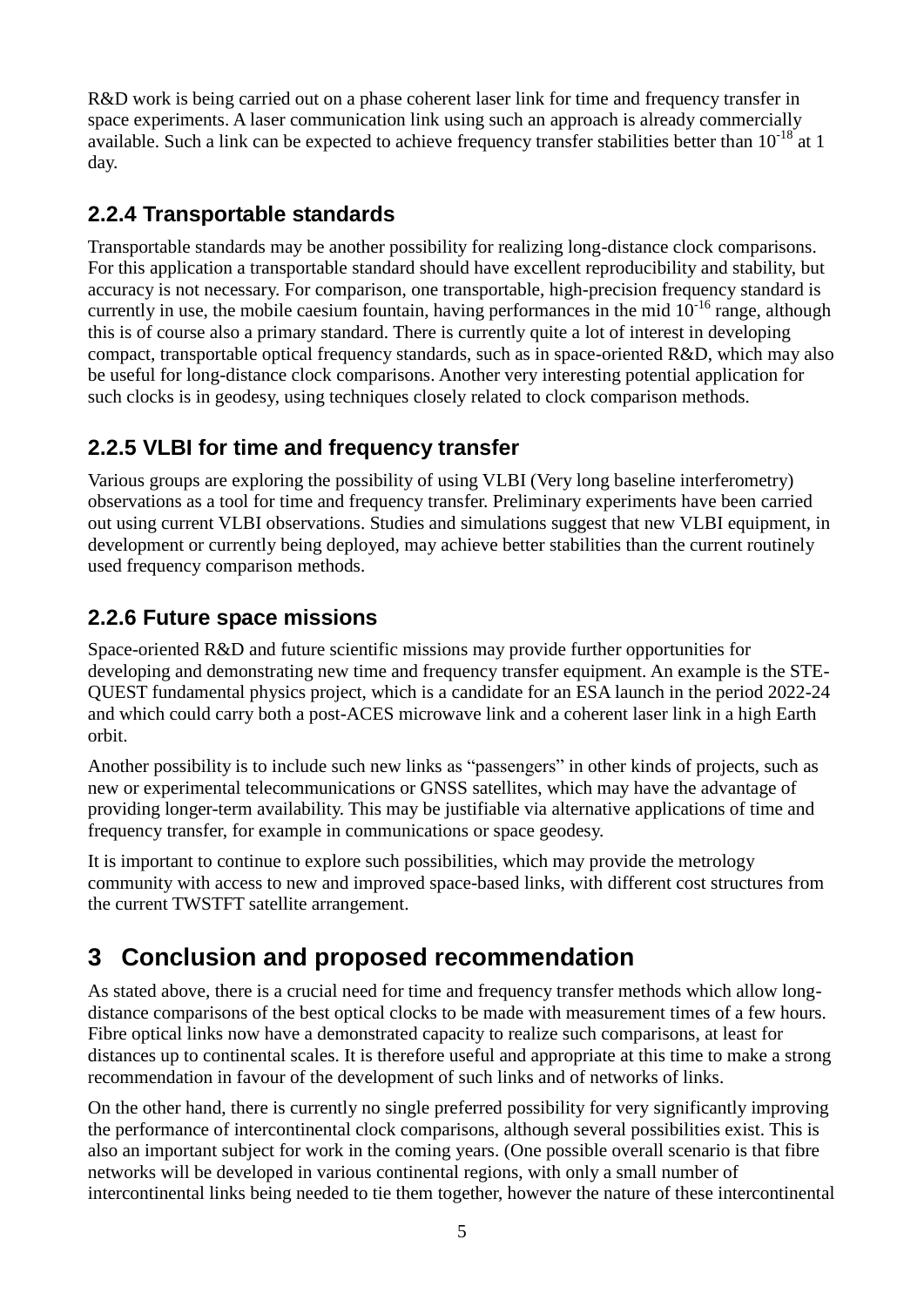R&D work is being carried out on a phase coherent laser link for time and frequency transfer in space experiments. A laser communication link using such an approach is already commercially available. Such a link can be expected to achieve frequency transfer stabilities better than $10^{-18}$ at 1 day.

### 2.2.4 Transportable standards

Transportable standards may be another possibility for realizing long-distance clock comparisons. For this application a transportable standard should have excellent reproducibility and stability, but accuracy is not necessary. For comparison, one transportable, high-precision frequency standard is currently in use, the mobile caesium fountain, having performances in the mid $10^{-16}$ range, although this is of course also a primary standard. There is currently quite a lot of interest in developing compact, transportable optical frequency standards, such as in space-oriented R&D, which may also be useful for long-distance clock comparisons. Another very interesting potential application for such clocks is in geodesy, using techniques closely related to clock comparison methods.

### 2.2.5 VLBI for time and frequency transfer

Various groups are exploring the possibility of using VLBI (Very long baseline interferometry) observations as a tool for time and frequency transfer. Preliminary experiments have been carried out using current VLBI observations. Studies and simulations suggest that new VLBI equipment, in development or currently being deployed, may achieve better stabilities than the current routinely used frequency comparison methods.

### 2.2.6 Future space missions

Space-oriented R&D and future scientific missions may provide further opportunities for developing and demonstrating new time and frequency transfer equipment. An example is the STE-QUEST fundamental physics project, which is a candidate for an ESA launch in the period 2022-24 and which could carry both a post-ACES microwave link and a coherent laser link in a high Earth orbit.

Another possibility is to include such new links as “passengers” in other kinds of projects, such as new or experimental telecommunications or GNSS satellites, which may have the advantage of providing longer-term availability. This may be justifiable via alternative applications of time and frequency transfer, for example in communications or space geodesy.

It is important to continue to explore such possibilities, which may provide the metrology community with access to new and improved space-based links, with different cost structures from the current TWSTFT satellite arrangement.

# 3 Conclusion and proposed recommendation

As stated above, there is a crucial need for time and frequency transfer methods which allow long-distance comparisons of the best optical clocks to be made with measurement times of a few hours. Fibre optical links now have a demonstrated capacity to realize such comparisons, at least for distances up to continental scales. It is therefore useful and appropriate at this time to make a strong recommendation in favour of the development of such links and of networks of links.

On the other hand, there is currently no single preferred possibility for very significantly improving the performance of intercontinental clock comparisons, although several possibilities exist. This is also an important subject for work in the coming years. (One possible overall scenario is that fibre networks will be developed in various continental regions, with only a small number of intercontinental links being needed to tie them together, however the nature of these intercontinental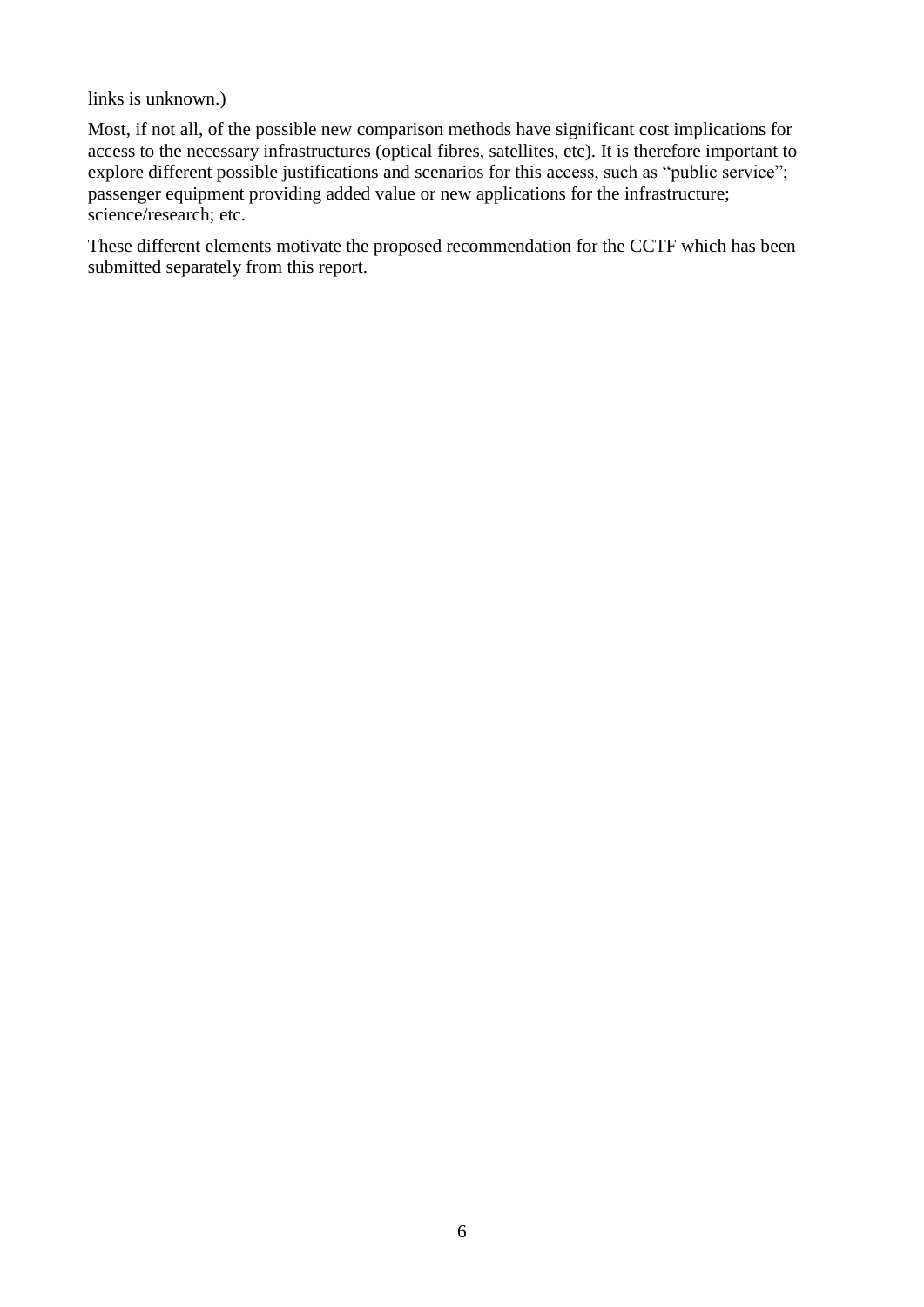links is unknown.)

Most, if not all, of the possible new comparison methods have significant cost implications for access to the necessary infrastructures (optical fibres, satellites, etc). It is therefore important to explore different possible justifications and scenarios for this access, such as “public service”; passenger equipment providing added value or new applications for the infrastructure; science/research; etc.

These different elements motivate the proposed recommendation for the CCTF which has been submitted separately from this report.